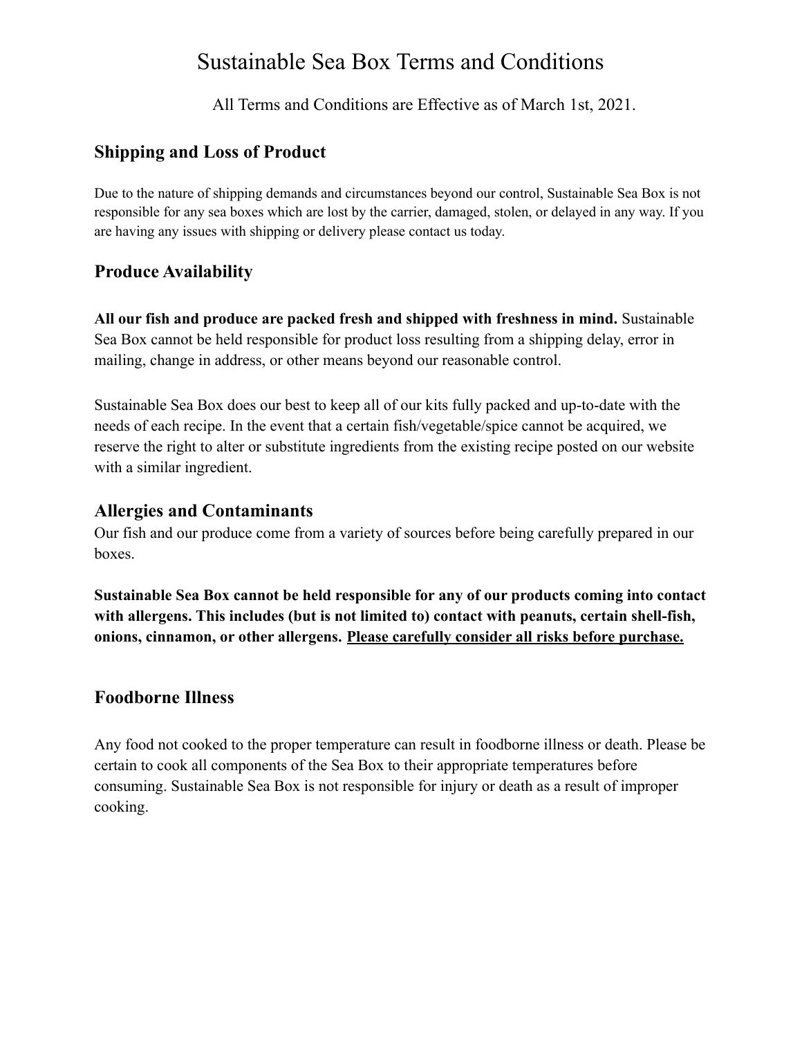# Sustainable Sea Box Terms and Conditions

All Terms and Conditions are Effective as of March 1st, 2021.

## Shipping and Loss of Product

Due to the nature of shipping demands and circumstances beyond our control, Sustainable Sea Box is not responsible for any sea boxes which are lost by the carrier, damaged, stolen, or delayed in any way. If you are having any issues with shipping or delivery please contact us today.

## Produce Availability

**All our fish and produce are packed fresh and shipped with freshness in mind.** Sustainable Sea Box cannot be held responsible for product loss resulting from a shipping delay, error in mailing, change in address, or other means beyond our reasonable control.

Sustainable Sea Box does our best to keep all of our kits fully packed and up-to-date with the needs of each recipe. In the event that a certain fish/vegetable/spice cannot be acquired, we reserve the right to alter or substitute ingredients from the existing recipe posted on our website with a similar ingredient.

## Allergies and Contaminants

Our fish and our produce come from a variety of sources before being carefully prepared in our boxes.

**Sustainable Sea Box cannot be held responsible for any of our products coming into contact with allergens. This includes (but is not limited to) contact with peanuts, certain shell-fish, onions, cinnamon, or other allergens. <u>Please carefully consider all risks before purchase.</u>**

## Foodborne Illness

Any food not cooked to the proper temperature can result in foodborne illness or death. Please be certain to cook all components of the Sea Box to their appropriate temperatures before consuming. Sustainable Sea Box is not responsible for injury or death as a result of improper cooking.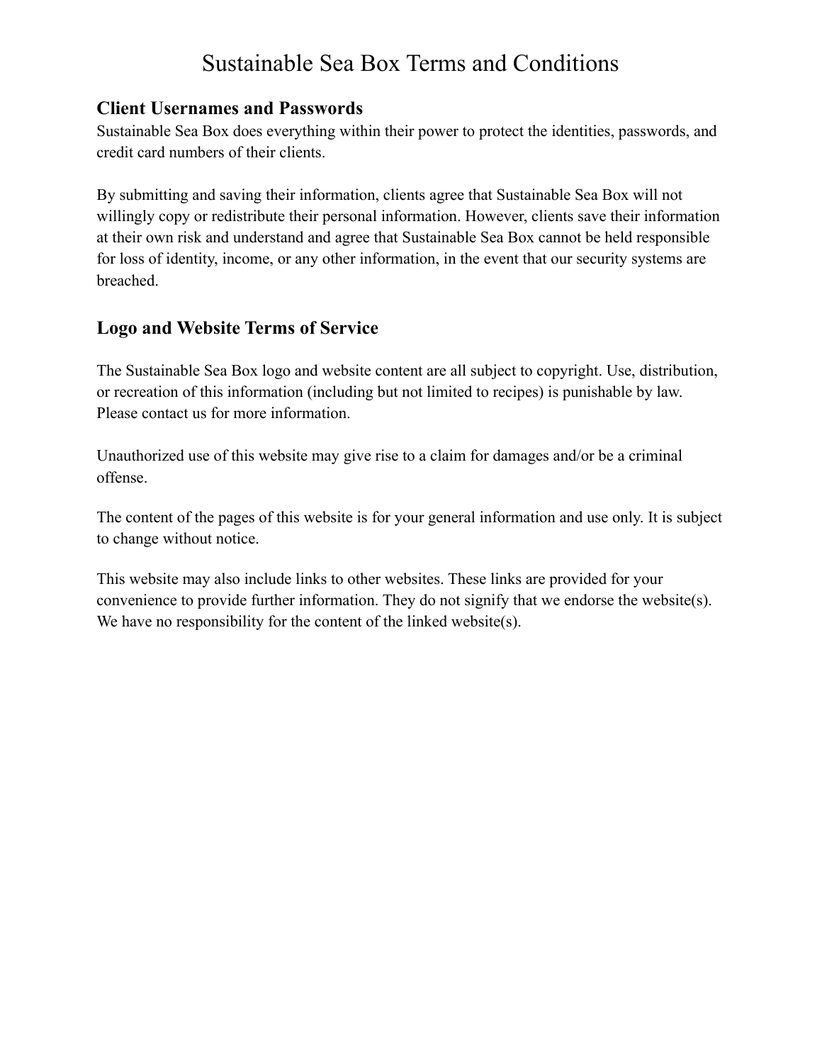# Sustainable Sea Box Terms and Conditions

## Client Usernames and Passwords

Sustainable Sea Box does everything within their power to protect the identities, passwords, and credit card numbers of their clients.

By submitting and saving their information, clients agree that Sustainable Sea Box will not willingly copy or redistribute their personal information. However, clients save their information at their own risk and understand and agree that Sustainable Sea Box cannot be held responsible for loss of identity, income, or any other information, in the event that our security systems are breached.

## Logo and Website Terms of Service

The Sustainable Sea Box logo and website content are all subject to copyright. Use, distribution, or recreation of this information (including but not limited to recipes) is punishable by law. Please contact us for more information.

Unauthorized use of this website may give rise to a claim for damages and/or be a criminal offense.

The content of the pages of this website is for your general information and use only. It is subject to change without notice.

This website may also include links to other websites. These links are provided for your convenience to provide further information. They do not signify that we endorse the website(s). We have no responsibility for the content of the linked website(s).